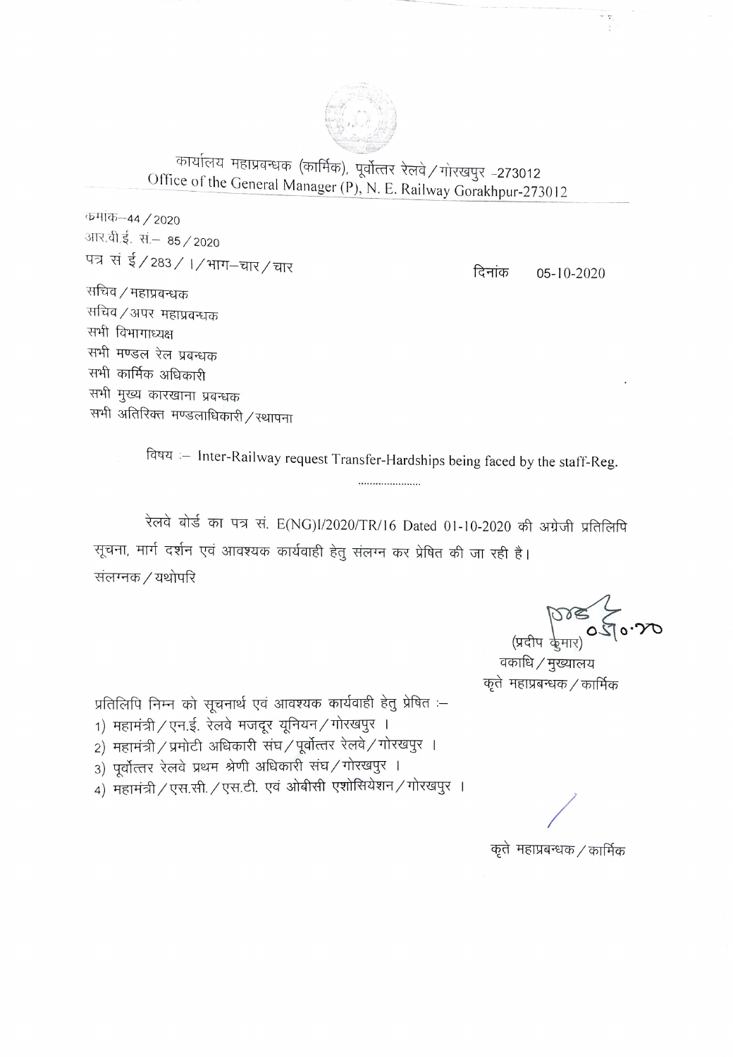कार्यालय महाप्रबन्धक (कार्मिक), पूर्वोत्तर रेलवे / गोरखपुर -273012
Office of the General Manager (P), N. E. Railway Gorakhpur-273012

क्रमाक–44 / 2020
आर.वी.ई. सं.– 85 / 2020
पत्र सं ई / 283 / I / भाग–चार / चार

दिनांक 05-10-2020

सचिव / महाप्रबन्धक
सचिव / अपर महाप्रबन्धक
सभी विभागाध्यक्ष
सभी मण्डल रेल प्रबन्धक
सभी कार्मिक अधिकारी
सभी मुख्य कारखाना प्रबन्धक
सभी अतिरिक्त मण्डलाधिकारी / स्थापना

विषय :– Inter-Railway request Transfer-Hardships being faced by the staff-Reg.

......................

रेलवे बोर्ड का पत्र सं. E(NG)I/2020/TR/16 Dated 01-10-2020 की अंग्रेजी प्रतिलिपि सूचना, मार्ग दर्शन एवं आवश्यक कार्यवाही हेतु संलग्न कर प्रेषित की जा रही है।
संलग्नक / यथोपरि

05.10.20
(प्रदीप कुमार)
वकाधि / मुख्यालय
कृते महाप्रबन्धक / कार्मिक

प्रतिलिपि निम्न को सूचनार्थ एवं आवश्यक कार्यवाही हेतु प्रेषित :–

1) महामंत्री / एन.ई. रेलवे मजदूर यूनियन / गोरखपुर ।
2) महामंत्री / प्रमोटी अधिकारी संघ / पूर्वोत्तर रेलवे / गोरखपुर ।
3) पूर्वोत्तर रेलवे प्रथम श्रेणी अधिकारी संघ / गोरखपुर ।
4) महामंत्री / एस.सी. / एस.टी. एवं ओबीसी एशोसियेशन / गोरखपुर ।

कृते महाप्रबन्धक / कार्मिक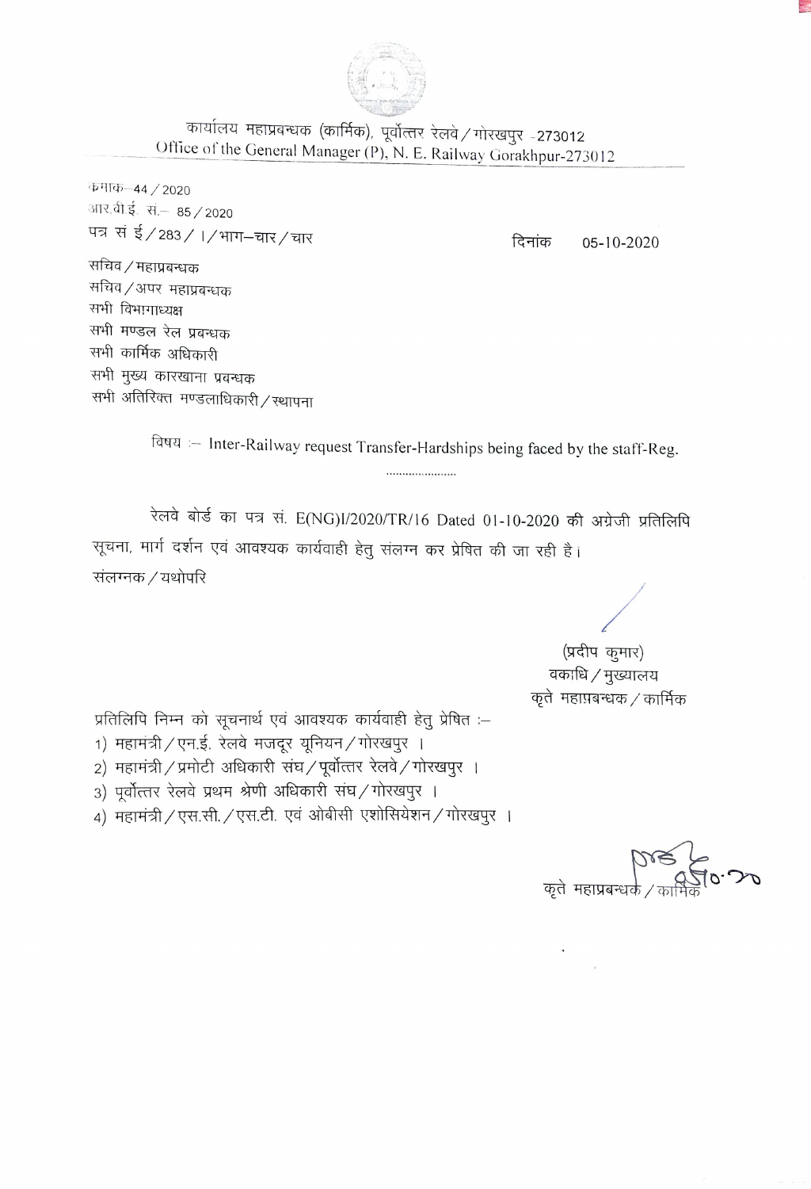कार्यालय महाप्रबन्धक (कार्मिक), पूर्वोत्तर रेलवे / गोरखपुर - 273012
Office of the General Manager (P), N. E. Railway Gorakhpur-273012

क्रमांक- 44 / 2020
आर.बी.ई. सं.- 85 / 2020
पत्र सं ई / 283 / I / भाग–चार / चार

दिनांक 05-10-2020

सचिव / महाप्रबन्धक
सचिव / अपर महाप्रबन्धक
सभी विभागाध्यक्ष
सभी मण्डल रेल प्रबन्धक
सभी कार्मिक अधिकारी
सभी मुख्य कारखाना प्रबन्धक
सभी अतिरिक्त मण्डलाधिकारी / स्थापना

विषय :– Inter-Railway request Transfer-Hardships being faced by the staff-Reg.

......................

रेलवे बोर्ड का पत्र सं. E(NG)I/2020/TR/16 Dated 01-10-2020 की अंग्रेजी प्रतिलिपि सूचना, मार्ग दर्शन एवं आवश्यक कार्यवाही हेतु संलग्न कर प्रेषित की जा रही है।
संलग्नक / यथोपरि

(प्रदीप कुमार)
वकाधि / मुख्यालय
कृते महाप्रबन्धक / कार्मिक

प्रतिलिपि निम्न को सूचनार्थ एवं आवश्यक कार्यवाही हेतु प्रेषित :–

1) महामंत्री / एन.ई. रेलवे मजदूर यूनियन / गोरखपुर ।
2) महामंत्री / प्रमोटी अधिकारी संघ / पूर्वोत्तर रेलवे / गोरखपुर ।
3) पूर्वोत्तर रेलवे प्रथम श्रेणी अधिकारी संघ / गोरखपुर ।
4) महामंत्री / एस.सी. / एस.टी. एवं ओबीसी एशोसियेशन / गोरखपुर ।

कृते महाप्रबन्धक / कार्मिक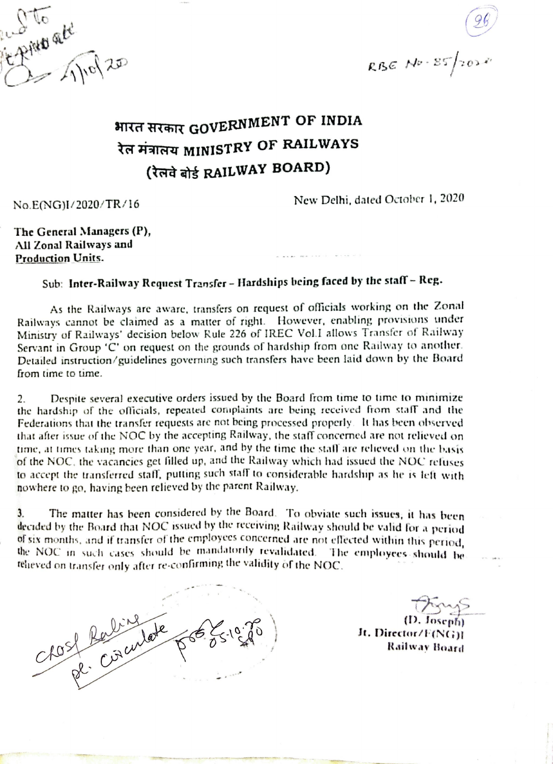RBE No. 85/2020

# भारत सरकार GOVERNMENT OF INDIA
## रेल मंत्रालय MINISTRY OF RAILWAYS
## (रेलवे बोर्ड RAILWAY BOARD)

No.E(NG)I/2020/TR/16

New Delhi, dated October 1, 2020

**The General Managers (P),**
**All Zonal Railways and**
**Production Units.**

Sub: **Inter-Railway Request Transfer – Hardships being faced by the staff – Reg.**

As the Railways are aware, transfers on request of officials working on the Zonal Railways cannot be claimed as a matter of right. However, enabling provisions under Ministry of Railways' decision below Rule 226 of IREC Vol.I allows Transfer of Railway Servant in Group 'C' on request on the grounds of hardship from one Railway to another. Detailed instruction/guidelines governing such transfers have been laid down by the Board from time to time.

2. Despite several executive orders issued by the Board from time to time to minimize the hardship of the officials, repeated complaints are being received from staff and the Federations that the transfer requests are not being processed properly. It has been observed that after issue of the NOC by the accepting Railway, the staff concerned are not relieved on time, at times taking more than one year, and by the time the staff are relieved on the basis of the NOC, the vacancies get filled up, and the Railway which had issued the NOC refuses to accept the transferred staff, putting such staff to considerable hardship as he is left with nowhere to go, having been relieved by the parent Railway.

3. The matter has been considered by the Board. To obviate such issues, it has been decided by the Board that NOC issued by the receiving Railway should be valid for a period of six months, and if transfer of the employees concerned are not effected within this period, the NOC in such cases should be mandatorily revalidated. The employees should be relieved on transfer only after re-confirming the validity of the NOC.

(D. Joseph)
Jt. Director/E(NG)I
Railway Board